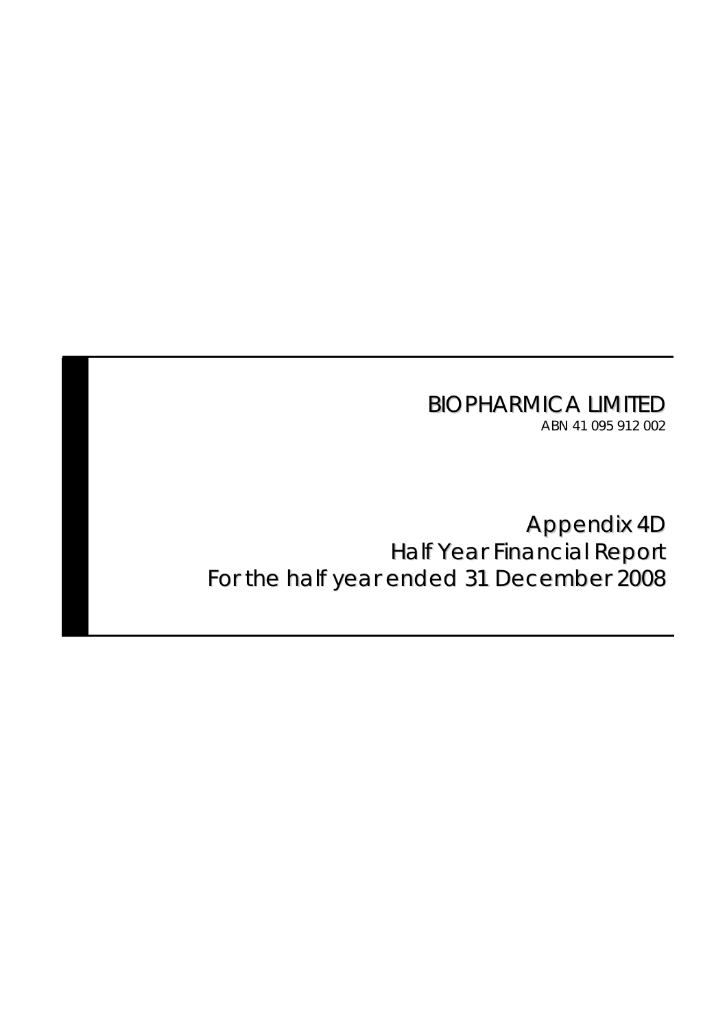# BIOPHARMICA LIMITED

ABN 41 095 912 002

## Appendix 4D
## Half Year Financial Report
## For the half year ended 31 December 2008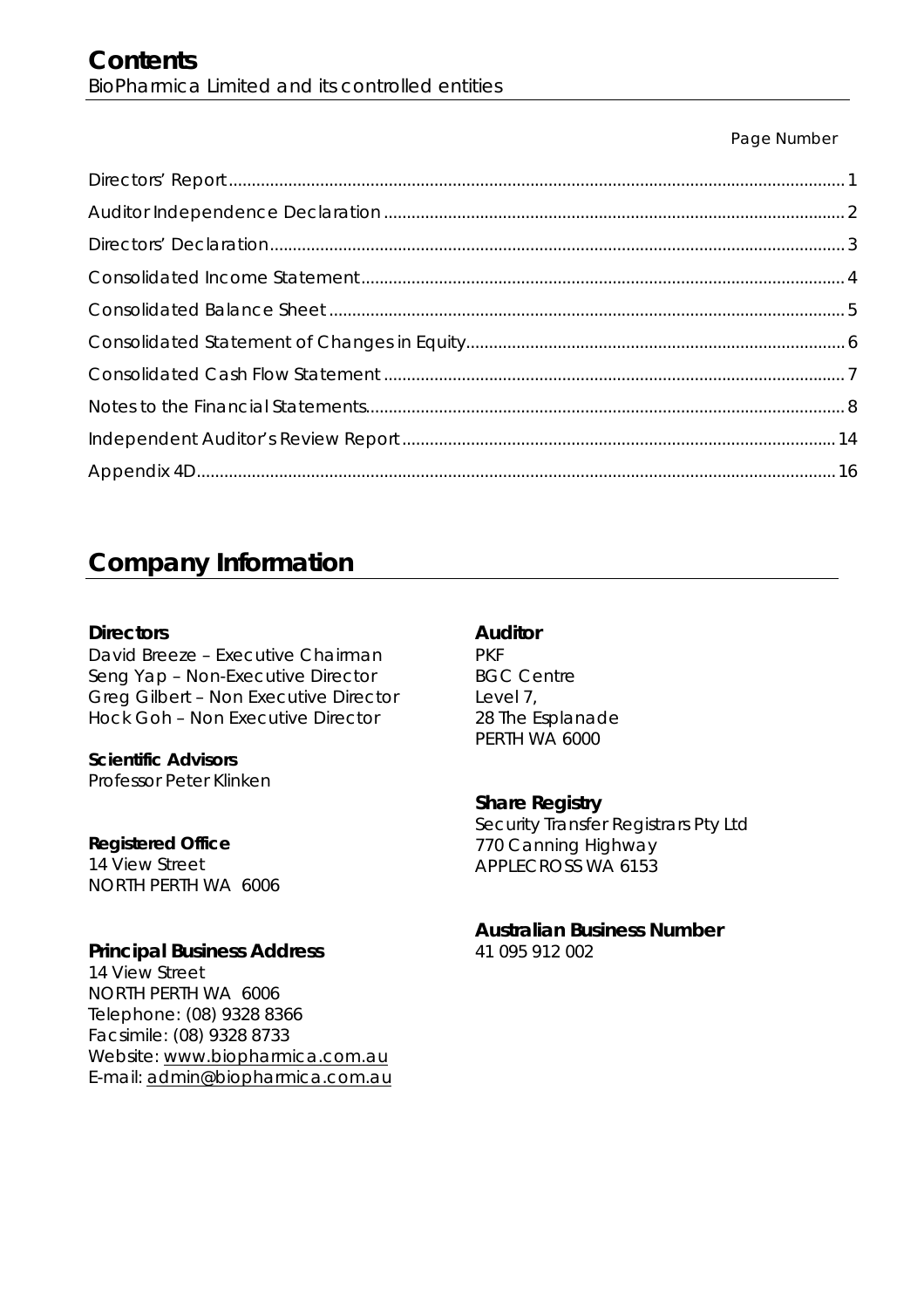# Contents

BioPharmica Limited and its controlled entities

| | Page Number |
|---|---|
| Directors' Report | 1 |
| Auditor Independence Declaration | 2 |
| Directors' Declaration | 3 |
| Consolidated Income Statement | 4 |
| Consolidated Balance Sheet | 5 |
| Consolidated Statement of Changes in Equity | 6 |
| Consolidated Cash Flow Statement | 7 |
| Notes to the Financial Statements | 8 |
| Independent Auditor's Review Report | 14 |
| Appendix 4D | 16 |

# Company Information

**Directors**
David Breeze – Executive Chairman
Seng Yap – Non-Executive Director
Greg Gilbert – Non Executive Director
Hock Goh – Non Executive Director

**Scientific Advisors**
Professor Peter Klinken

**Registered Office**
14 View Street
NORTH PERTH WA 6006

**Principal Business Address**
14 View Street
NORTH PERTH WA 6006
Telephone: (08) 9328 8366
Facsimile: (08) 9328 8733
Website: www.biopharmica.com.au
E-mail: admin@biopharmica.com.au

**Auditor**
PKF
BGC Centre
Level 7,
28 The Esplanade
PERTH WA 6000

**Share Registry**
Security Transfer Registrars Pty Ltd
770 Canning Highway
APPLECROSS WA 6153

**Australian Business Number**
41 095 912 002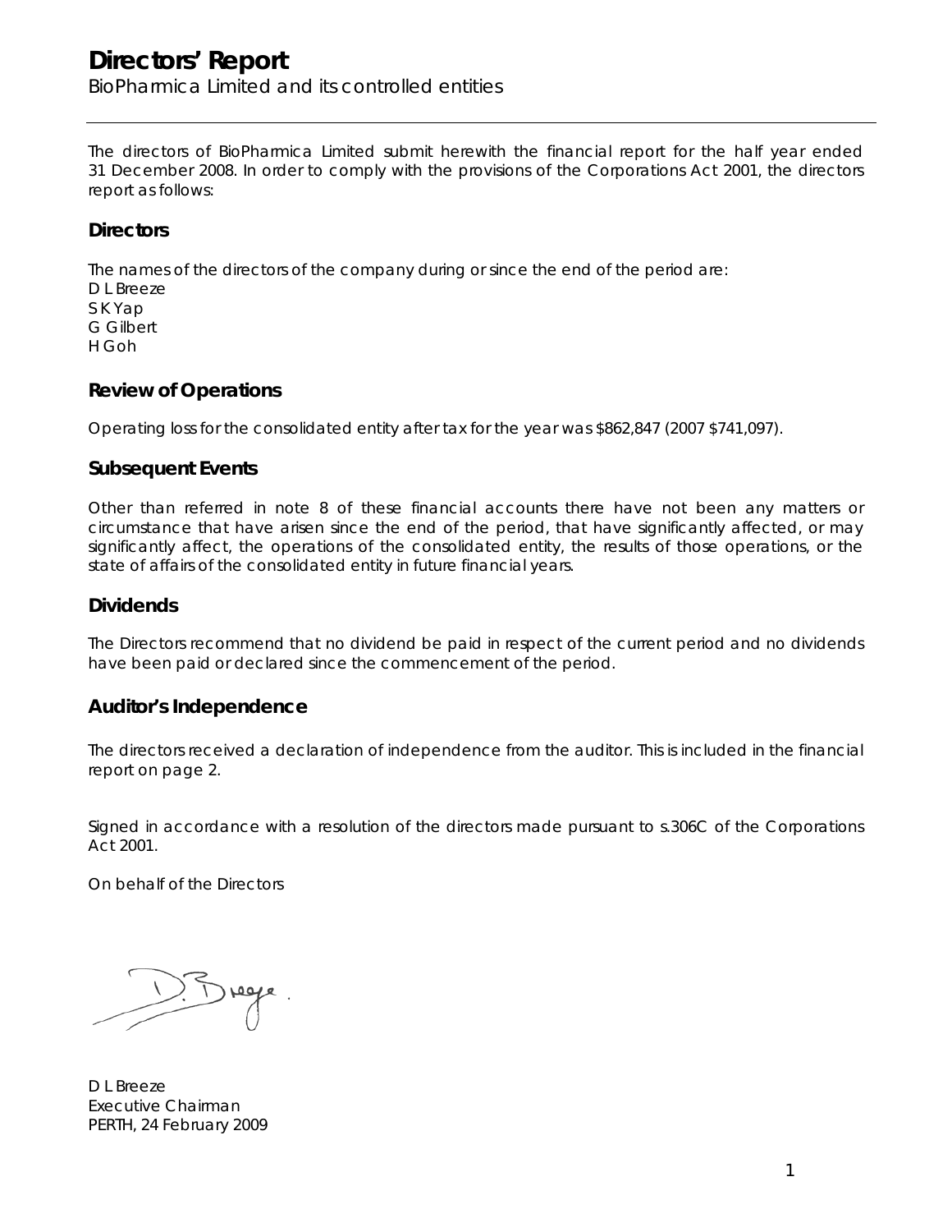# Directors' Report

BioPharmica Limited and its controlled entities

The directors of BioPharmica Limited submit herewith the financial report for the half year ended 31 December 2008. In order to comply with the provisions of the Corporations Act 2001, the directors report as follows:

## Directors

The names of the directors of the company during or since the end of the period are:

D L Breeze
S K Yap
G Gilbert
H Goh

## Review of Operations

Operating loss for the consolidated entity after tax for the year was $862,847 (2007 $741,097).

## Subsequent Events

Other than referred in note 8 of these financial accounts there have not been any matters or circumstance that have arisen since the end of the period, that have significantly affected, or may significantly affect, the operations of the consolidated entity, the results of those operations, or the state of affairs of the consolidated entity in future financial years.

## Dividends

The Directors recommend that no dividend be paid in respect of the current period and no dividends have been paid or declared since the commencement of the period.

## Auditor's Independence

The directors received a declaration of independence from the auditor. This is included in the financial report on page 2.

Signed in accordance with a resolution of the directors made pursuant to s.306C of the Corporations Act 2001.

On behalf of the Directors

D L Breeze
Executive Chairman
PERTH, 24 February 2009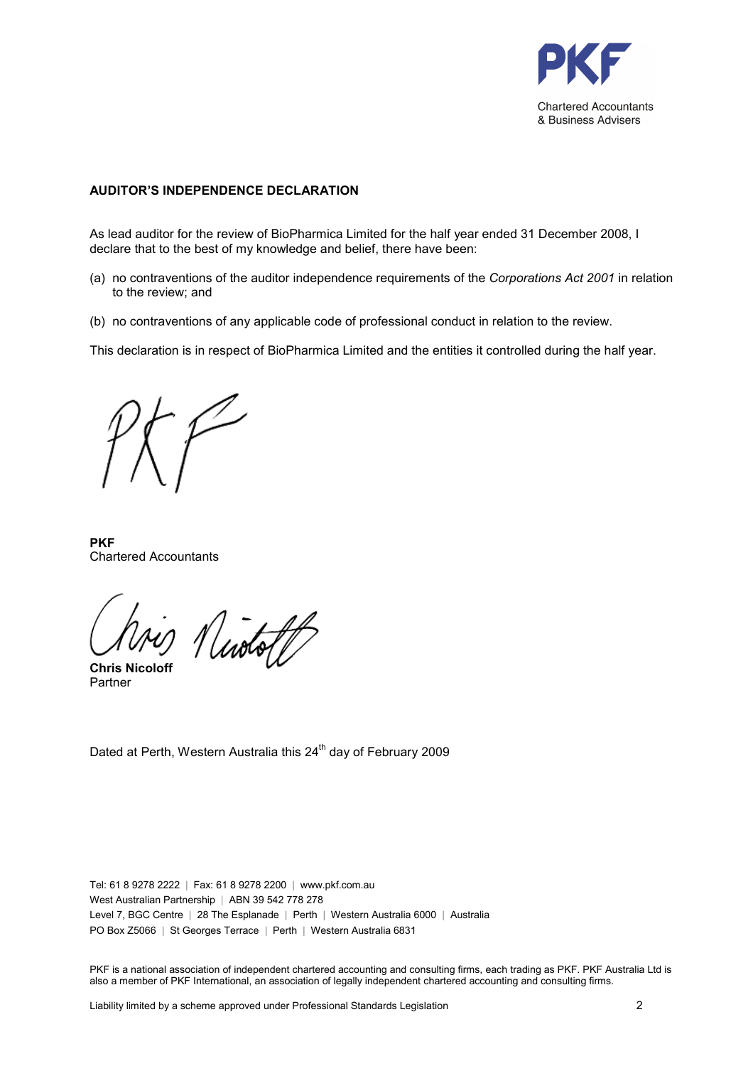PKF

Chartered Accountants
& Business Advisers

**AUDITOR'S INDEPENDENCE DECLARATION**

As lead auditor for the review of BioPharmica Limited for the half year ended 31 December 2008, I declare that to the best of my knowledge and belief, there have been:

(a) no contraventions of the auditor independence requirements of the *Corporations Act 2001* in relation to the review; and

(b) no contraventions of any applicable code of professional conduct in relation to the review.

This declaration is in respect of BioPharmica Limited and the entities it controlled during the half year.

**PKF**
Chartered Accountants

**Chris Nicoloff**
Partner

Dated at Perth, Western Australia this 24th day of February 2009

Tel: 61 8 9278 2222 | Fax: 61 8 9278 2200 | www.pkf.com.au
West Australian Partnership | ABN 39 542 778 278
Level 7, BGC Centre | 28 The Esplanade | Perth | Western Australia 6000 | Australia
PO Box Z5066 | St Georges Terrace | Perth | Western Australia 6831

PKF is a national association of independent chartered accounting and consulting firms, each trading as PKF. PKF Australia Ltd is also a member of PKF International, an association of legally independent chartered accounting and consulting firms.

Liability limited by a scheme approved under Professional Standards Legislation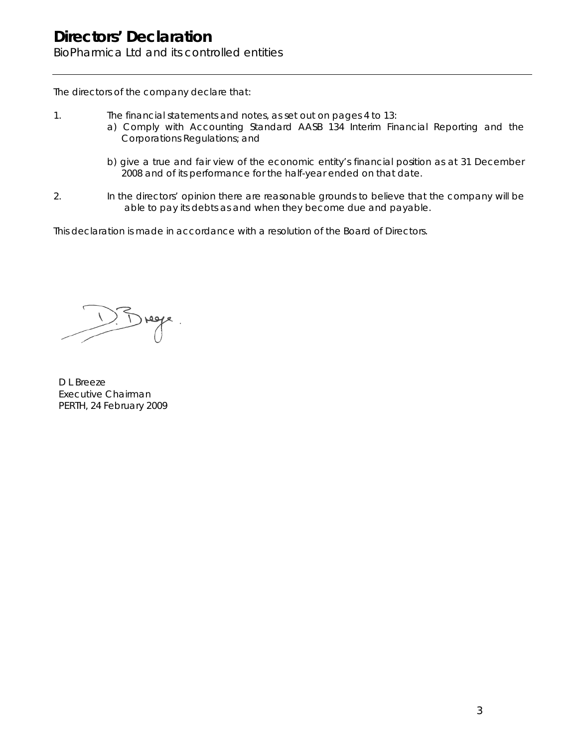# Directors' Declaration

BioPharmica Ltd and its controlled entities

---

The directors of the company declare that:

1. The financial statements and notes, as set out on pages 4 to 13:
   a) Comply with Accounting Standard AASB 134 Interim Financial Reporting and the Corporations Regulations; and

   b) give a true and fair view of the economic entity's financial position as at 31 December 2008 and of its performance for the half-year ended on that date.

2. In the directors' opinion there are reasonable grounds to believe that the company will be able to pay its debts as and when they become due and payable.

This declaration is made in accordance with a resolution of the Board of Directors.

D L Breeze
Executive Chairman
PERTH, 24 February 2009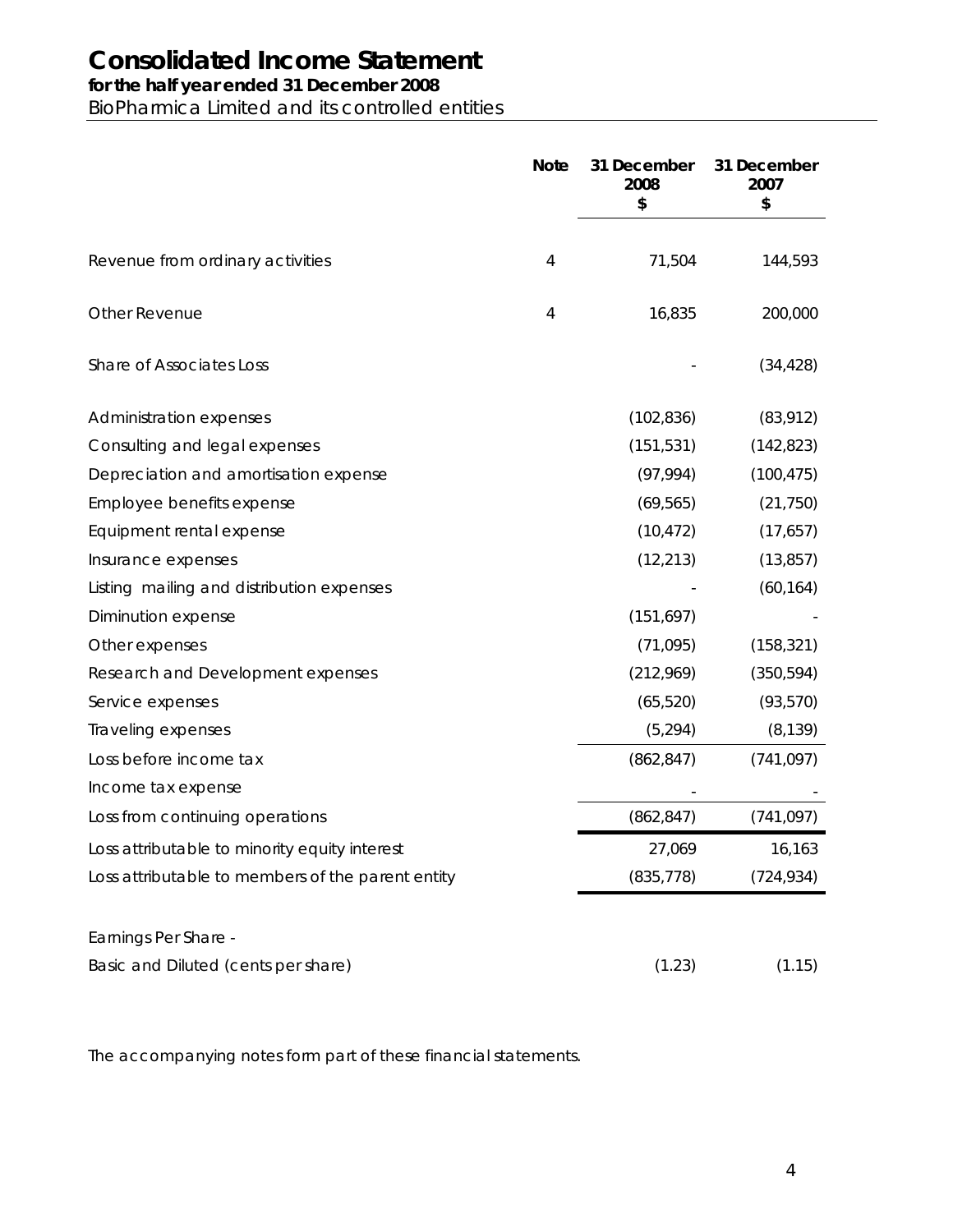# Consolidated Income Statement

**for the half year ended 31 December 2008**

BioPharmica Limited and its controlled entities

| | Note | 31 December 2008 $ | 31 December 2007 $ |
|---|---|---|---|
| Revenue from ordinary activities | 4 | 71,504 | 144,593 |
| Other Revenue | 4 | 16,835 | 200,000 |
| Share of Associates Loss | | - | (34,428) |
| Administration expenses | | (102,836) | (83,912) |
| Consulting and legal expenses | | (151,531) | (142,823) |
| Depreciation and amortisation expense | | (97,994) | (100,475) |
| Employee benefits expense | | (69,565) | (21,750) |
| Equipment rental expense | | (10,472) | (17,657) |
| Insurance expenses | | (12,213) | (13,857) |
| Listing mailing and distribution expenses | | - | (60,164) |
| Diminution expense | | (151,697) | - |
| Other expenses | | (71,095) | (158,321) |
| Research and Development expenses | | (212,969) | (350,594) |
| Service expenses | | (65,520) | (93,570) |
| Traveling expenses | | (5,294) | (8,139) |
| Loss before income tax | | (862,847) | (741,097) |
| Income tax expense | | - | - |
| Loss from continuing operations | | (862,847) | (741,097) |
| Loss attributable to minority equity interest | | 27,069 | 16,163 |
| Loss attributable to members of the parent entity | | (835,778) | (724,934) |
| | | | |
| Earnings Per Share - | | | |
| Basic and Diluted (cents per share) | | (1.23) | (1.15) |

The accompanying notes form part of these financial statements.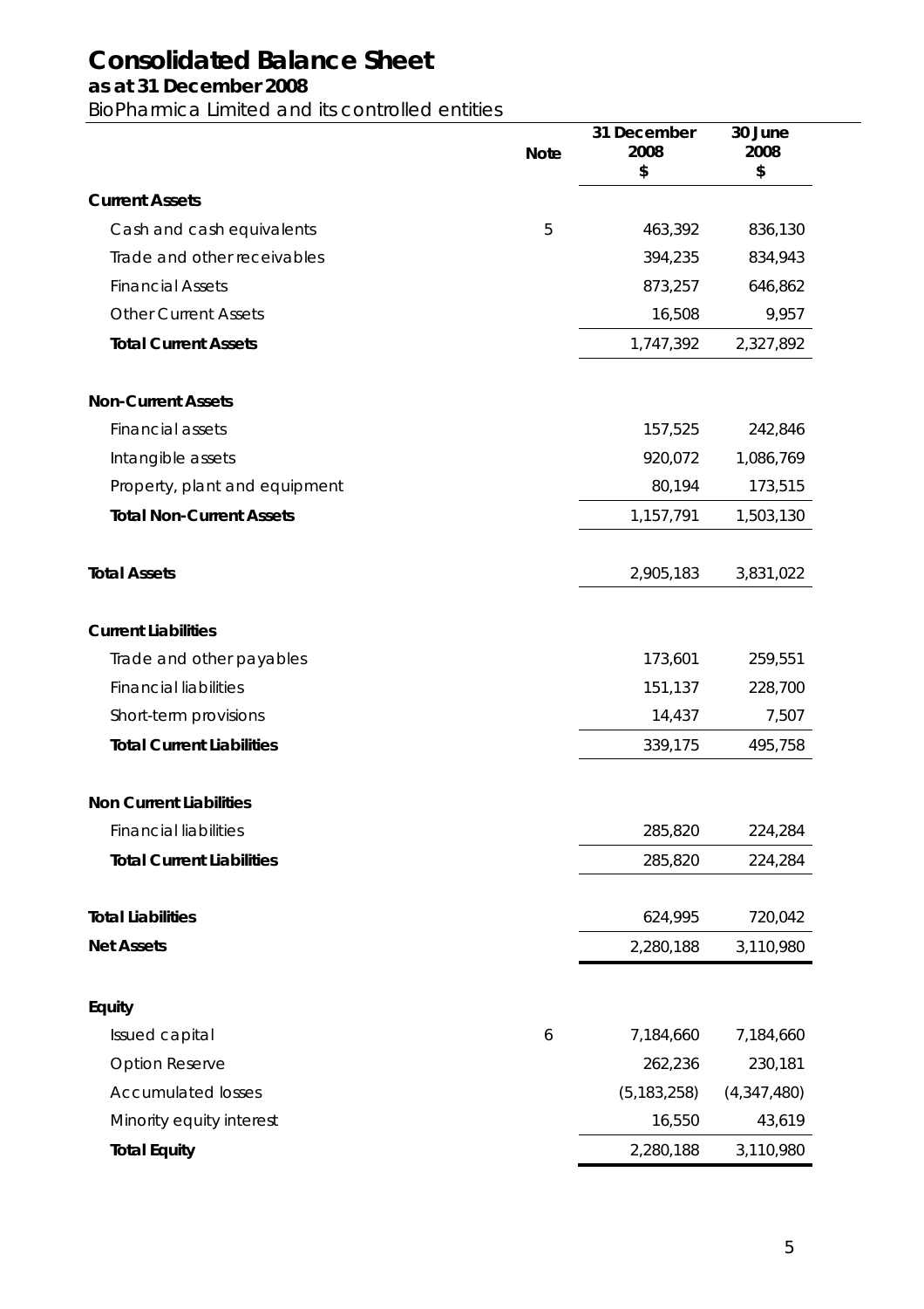# Consolidated Balance Sheet

**as at 31 December 2008**

*BioPharmica Limited and its controlled entities*

| | Note | 31 December 2008 $ | 30 June 2008 $ |
|---|---|---|---|
| **Current Assets** | | | |
| Cash and cash equivalents | 5 | 463,392 | 836,130 |
| Trade and other receivables | | 394,235 | 834,943 |
| Financial Assets | | 873,257 | 646,862 |
| Other Current Assets | | 16,508 | 9,957 |
| **Total Current Assets** | | 1,747,392 | 2,327,892 |
| **Non-Current Assets** | | | |
| Financial assets | | 157,525 | 242,846 |
| Intangible assets | | 920,072 | 1,086,769 |
| Property, plant and equipment | | 80,194 | 173,515 |
| **Total Non-Current Assets** | | 1,157,791 | 1,503,130 |
| **Total Assets** | | 2,905,183 | 3,831,022 |
| **Current Liabilities** | | | |
| Trade and other payables | | 173,601 | 259,551 |
| Financial liabilities | | 151,137 | 228,700 |
| Short-term provisions | | 14,437 | 7,507 |
| **Total Current Liabilities** | | 339,175 | 495,758 |
| **Non Current Liabilities** | | | |
| Financial liabilities | | 285,820 | 224,284 |
| **Total Current Liabilities** | | 285,820 | 224,284 |
| **Total Liabilities** | | 624,995 | 720,042 |
| **Net Assets** | | 2,280,188 | 3,110,980 |
| **Equity** | | | |
| Issued capital | 6 | 7,184,660 | 7,184,660 |
| Option Reserve | | 262,236 | 230,181 |
| Accumulated losses | | (5,183,258) | (4,347,480) |
| Minority equity interest | | 16,550 | 43,619 |
| **Total Equity** | | 2,280,188 | 3,110,980 |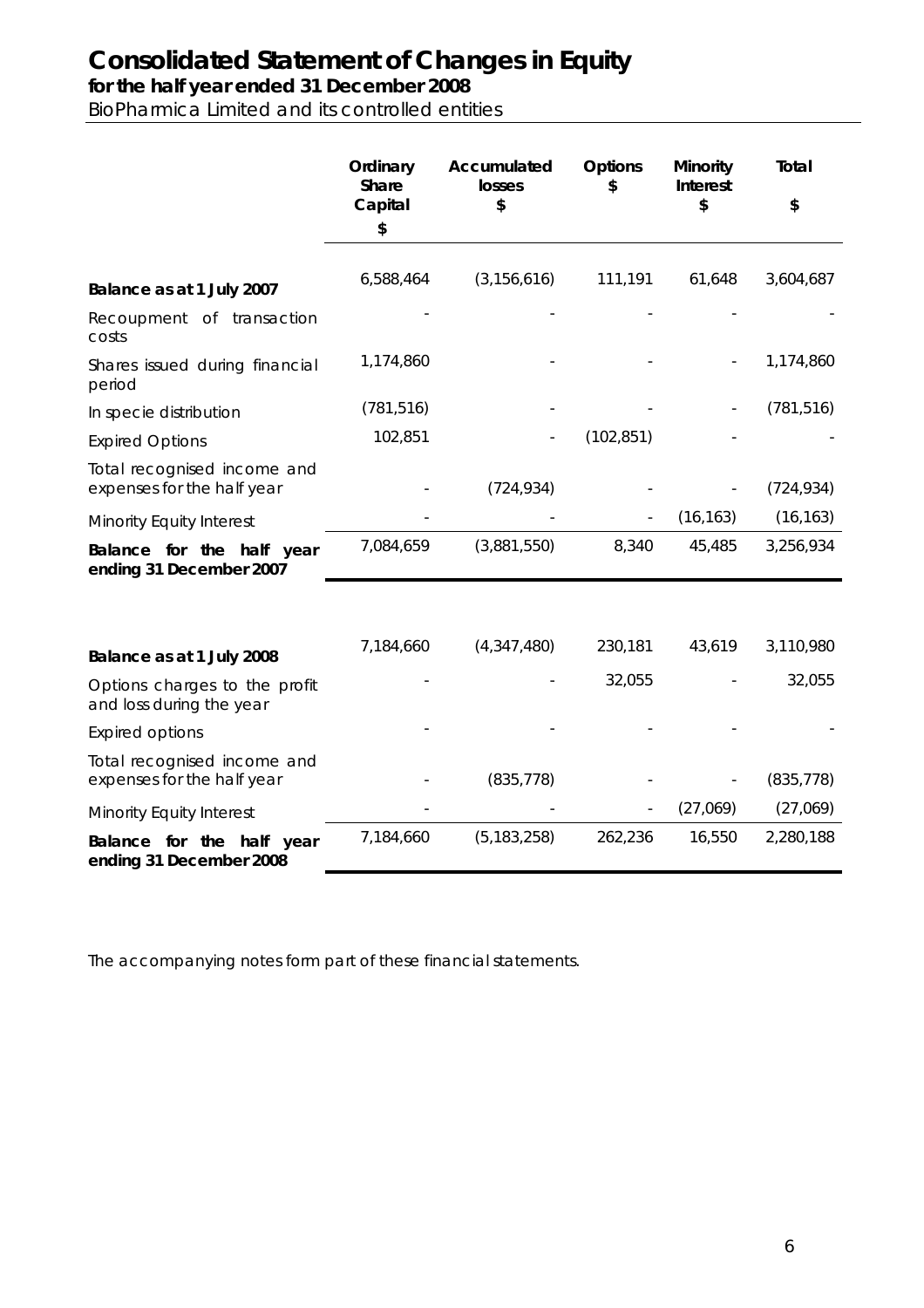# Consolidated Statement of Changes in Equity

**for the half year ended 31 December 2008**

BioPharmica Limited and its controlled entities

| | Ordinary Share Capital $ | Accumulated losses $ | Options $ | Minority Interest $ | Total $ |
|---|---|---|---|---|---|
| **Balance as at 1 July 2007** | 6,588,464 | (3,156,616) | 111,191 | 61,648 | 3,604,687 |
| Recoupment of transaction costs | - | - | - | - | - |
| Shares issued during financial period | 1,174,860 | - | - | - | 1,174,860 |
| In specie distribution | (781,516) | - | - | - | (781,516) |
| Expired Options | 102,851 | - | (102,851) | - | - |
| Total recognised income and expenses for the half year | - | (724,934) | - | - | (724,934) |
| Minority Equity Interest | - | - | - | (16,163) | (16,163) |
| **Balance for the half year ending 31 December 2007** | 7,084,659 | (3,881,550) | 8,340 | 45,485 | 3,256,934 |
| | | | | | |
| **Balance as at 1 July 2008** | 7,184,660 | (4,347,480) | 230,181 | 43,619 | 3,110,980 |
| Options charges to the profit and loss during the year | - | - | 32,055 | - | 32,055 |
| Expired options | - | - | - | - | - |
| Total recognised income and expenses for the half year | - | (835,778) | - | - | (835,778) |
| Minority Equity Interest | - | - | - | (27,069) | (27,069) |
| **Balance for the half year ending 31 December 2008** | 7,184,660 | (5,183,258) | 262,236 | 16,550 | 2,280,188 |

The accompanying notes form part of these financial statements.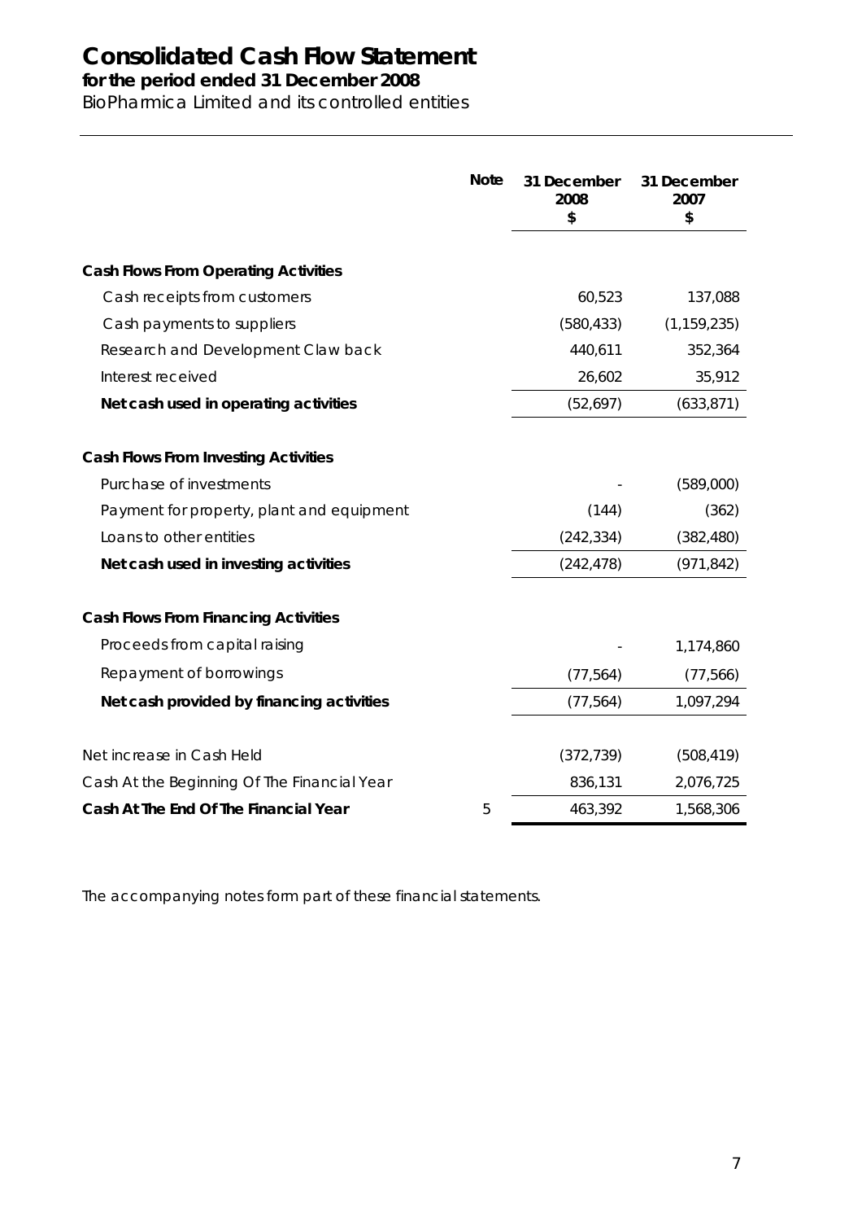# Consolidated Cash Flow Statement

## for the period ended 31 December 2008

BioPharmica Limited and its controlled entities

| | Note | 31 December 2008 $ | 31 December 2007 $ |
|---|---|---|---|
| **Cash Flows From Operating Activities** | | | |
| Cash receipts from customers | | 60,523 | 137,088 |
| Cash payments to suppliers | | (580,433) | (1,159,235) |
| Research and Development Claw back | | 440,611 | 352,364 |
| Interest received | | 26,602 | 35,912 |
| **Net cash used in operating activities** | | (52,697) | (633,871) |
| **Cash Flows From Investing Activities** | | | |
| Purchase of investments | | - | (589,000) |
| Payment for property, plant and equipment | | (144) | (362) |
| Loans to other entities | | (242,334) | (382,480) |
| **Net cash used in investing activities** | | (242,478) | (971,842) |
| **Cash Flows From Financing Activities** | | | |
| Proceeds from capital raising | | - | 1,174,860 |
| Repayment of borrowings | | (77,564) | (77,566) |
| **Net cash provided by financing activities** | | (77,564) | 1,097,294 |
| Net increase in Cash Held | | (372,739) | (508,419) |
| Cash At the Beginning Of The Financial Year | | 836,131 | 2,076,725 |
| **Cash At The End Of The Financial Year** | 5 | 463,392 | 1,568,306 |

The accompanying notes form part of these financial statements.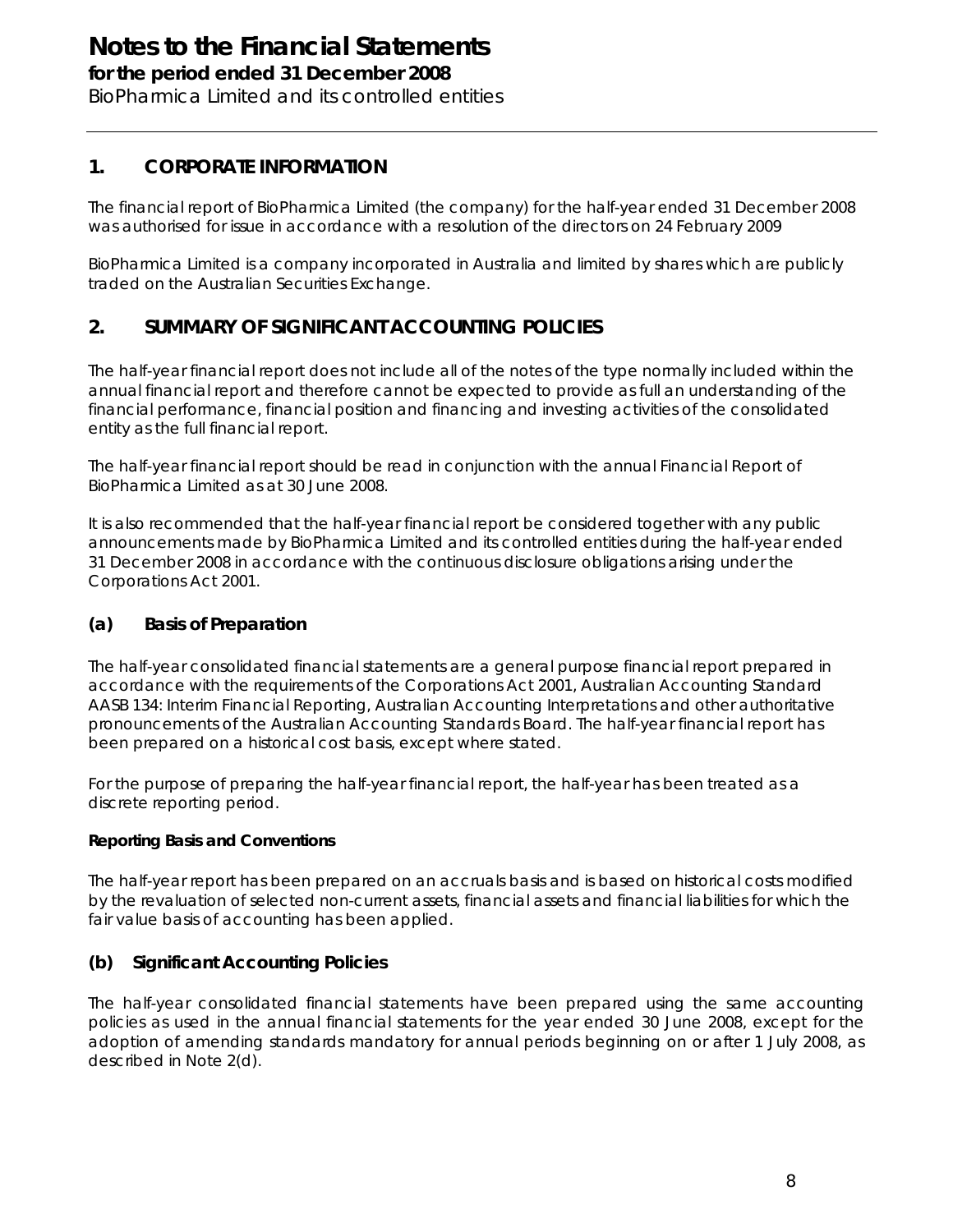# Notes to the Financial Statements

**for the period ended 31 December 2008**

BioPharmica Limited and its controlled entities

## 1. CORPORATE INFORMATION

The financial report of BioPharmica Limited (the company) for the half-year ended 31 December 2008 was authorised for issue in accordance with a resolution of the directors on 24 February 2009

BioPharmica Limited is a company incorporated in Australia and limited by shares which are publicly traded on the Australian Securities Exchange.

## 2. SUMMARY OF SIGNIFICANT ACCOUNTING POLICIES

The half-year financial report does not include all of the notes of the type normally included within the annual financial report and therefore cannot be expected to provide as full an understanding of the financial performance, financial position and financing and investing activities of the consolidated entity as the full financial report.

The half-year financial report should be read in conjunction with the annual Financial Report of BioPharmica Limited as at 30 June 2008.

It is also recommended that the half-year financial report be considered together with any public announcements made by BioPharmica Limited and its controlled entities during the half-year ended 31 December 2008 in accordance with the continuous disclosure obligations arising under the Corporations Act 2001.

### (a) Basis of Preparation

The half-year consolidated financial statements are a general purpose financial report prepared in accordance with the requirements of the Corporations Act 2001, Australian Accounting Standard AASB 134: Interim Financial Reporting, Australian Accounting Interpretations and other authoritative pronouncements of the Australian Accounting Standards Board. The half-year financial report has been prepared on a historical cost basis, except where stated.

For the purpose of preparing the half-year financial report, the half-year has been treated as a discrete reporting period.

**Reporting Basis and Conventions**

The half-year report has been prepared on an accruals basis and is based on historical costs modified by the revaluation of selected non-current assets, financial assets and financial liabilities for which the fair value basis of accounting has been applied.

### (b) Significant Accounting Policies

The half-year consolidated financial statements have been prepared using the same accounting policies as used in the annual financial statements for the year ended 30 June 2008, except for the adoption of amending standards mandatory for annual periods beginning on or after 1 July 2008, as described in Note 2(d).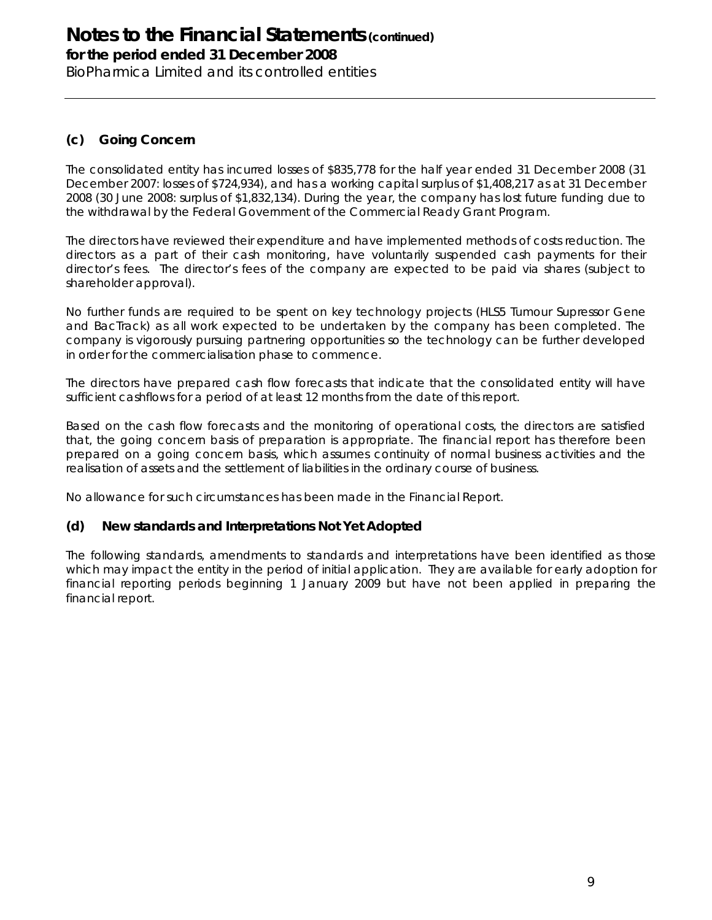### (c) Going Concern

The consolidated entity has incurred losses of $835,778 for the half year ended 31 December 2008 (31 December 2007: losses of $724,934), and has a working capital surplus of $1,408,217 as at 31 December 2008 (30 June 2008: surplus of $1,832,134). During the year, the company has lost future funding due to the withdrawal by the Federal Government of the Commercial Ready Grant Program.

The directors have reviewed their expenditure and have implemented methods of costs reduction. The directors as a part of their cash monitoring, have voluntarily suspended cash payments for their director's fees. The director's fees of the company are expected to be paid via shares (subject to shareholder approval).

No further funds are required to be spent on key technology projects (HLS5 Tumour Supressor Gene and BacTrack) as all work expected to be undertaken by the company has been completed. The company is vigorously pursuing partnering opportunities so the technology can be further developed in order for the commercialisation phase to commence.

The directors have prepared cash flow forecasts that indicate that the consolidated entity will have sufficient cashflows for a period of at least 12 months from the date of this report.

Based on the cash flow forecasts and the monitoring of operational costs, the directors are satisfied that, the going concern basis of preparation is appropriate. The financial report has therefore been prepared on a going concern basis, which assumes continuity of normal business activities and the realisation of assets and the settlement of liabilities in the ordinary course of business.

No allowance for such circumstances has been made in the Financial Report.

### (d) New standards and Interpretations Not Yet Adopted

The following standards, amendments to standards and interpretations have been identified as those which may impact the entity in the period of initial application. They are available for early adoption for financial reporting periods beginning 1 January 2009 but have not been applied in preparing the financial report.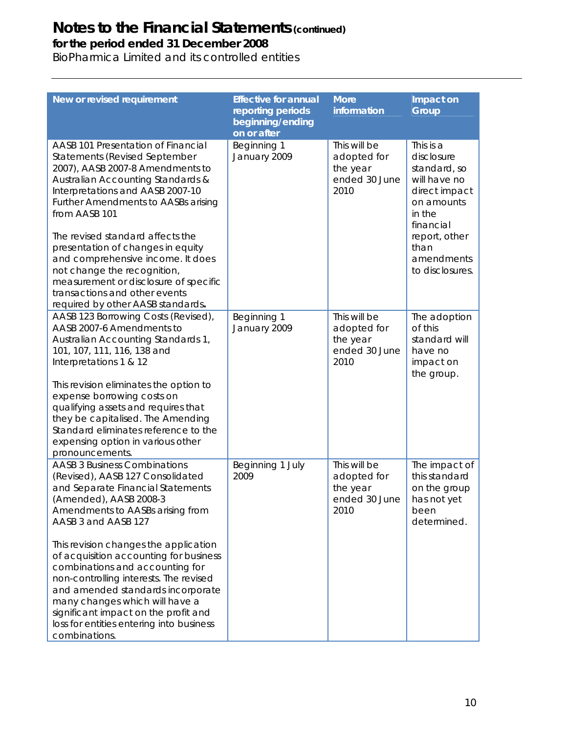# Notes to the Financial Statements (continued)

**for the period ended 31 December 2008**

BioPharmica Limited and its controlled entities

| New or revised requirement | Effective for annual reporting periods beginning/ending on or after | More information | Impact on Group |
|---|---|---|---|
| AASB 101 Presentation of Financial Statements (Revised September 2007), AASB 2007-8 Amendments to Australian Accounting Standards & Interpretations and AASB 2007-10 Further Amendments to AASBs arising from AASB 101<br><br>The revised standard affects the presentation of changes in equity and comprehensive income. It does not change the recognition, measurement or disclosure of specific transactions and other events required by other AASB standards**.** | Beginning 1 January 2009 | This will be adopted for the year ended 30 June 2010 | This is a disclosure standard, so will have no direct impact on amounts in the financial report, other than amendments to disclosures. |
| AASB 123 Borrowing Costs (Revised), AASB 2007-6 Amendments to Australian Accounting Standards 1, 101, 107, 111, 116, 138 and Interpretations 1 & 12<br><br>This revision eliminates the option to expense borrowing costs on qualifying assets and requires that they be capitalised. The Amending Standard eliminates reference to the expensing option in various other pronouncements. | Beginning 1 January 2009 | This will be adopted for the year ended 30 June 2010 | The adoption of this standard will have no impact on the group. |
| AASB 3 Business Combinations (Revised), AASB 127 Consolidated and Separate Financial Statements (Amended), AASB 2008-3 Amendments to AASBs arising from AASB 3 and AASB 127<br><br>This revision changes the application of acquisition accounting for business combinations and accounting for non-controlling interests. The revised and amended standards incorporate many changes which will have a significant impact on the profit and loss for entities entering into business combinations. | Beginning 1 July 2009 | This will be adopted for the year ended 30 June 2010 | The impact of this standard on the group has not yet been determined. |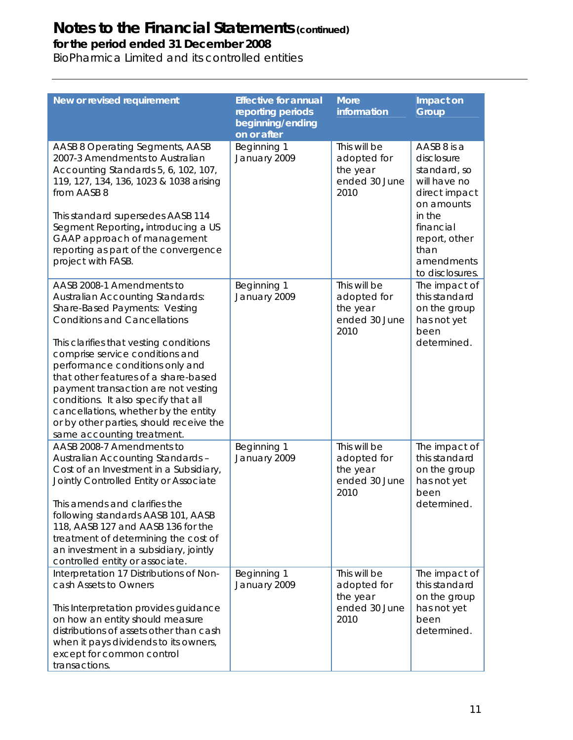# Notes to the Financial Statements (continued)

**for the period ended 31 December 2008**

BioPharmica Limited and its controlled entities

| New or revised requirement | Effective for annual reporting periods beginning/ending on or after | More information | Impact on Group |
|---|---|---|---|
| AASB 8 Operating Segments, AASB 2007-3 Amendments to Australian Accounting Standards 5, 6, 102, 107, 119, 127, 134, 136, 1023 & 1038 arising from AASB 8<br><br>This standard supersedes AASB 114 Segment Reporting**,** introducing a US GAAP approach of management reporting as part of the convergence project with FASB. | Beginning 1 January 2009 | This will be adopted for the year ended 30 June 2010 | AASB 8 is a disclosure standard, so will have no direct impact on amounts in the financial report, other than amendments to disclosures. |
| AASB 2008-1 Amendments to Australian Accounting Standards: Share-Based Payments: Vesting Conditions and Cancellations<br><br>This clarifies that vesting conditions comprise service conditions and performance conditions only and that other features of a share-based payment transaction are not vesting conditions. It also specify that all cancellations, whether by the entity or by other parties, should receive the same accounting treatment. | Beginning 1 January 2009 | This will be adopted for the year ended 30 June 2010 | The impact of this standard on the group has not yet been determined. |
| AASB 2008-7 Amendments to Australian Accounting Standards – Cost of an Investment in a Subsidiary, Jointly Controlled Entity or Associate<br><br>This amends and clarifies the following standards AASB 101, AASB 118, AASB 127 and AASB 136 for the treatment of determining the cost of an investment in a subsidiary, jointly controlled entity or associate. | Beginning 1 January 2009 | This will be adopted for the year ended 30 June 2010 | The impact of this standard on the group has not yet been determined. |
| Interpretation 17 Distributions of Non-cash Assets to Owners<br><br>This Interpretation provides guidance on how an entity should measure distributions of assets other than cash when it pays dividends to its owners, except for common control transactions. | Beginning 1 January 2009 | This will be adopted for the year ended 30 June 2010 | The impact of this standard on the group has not yet been determined. |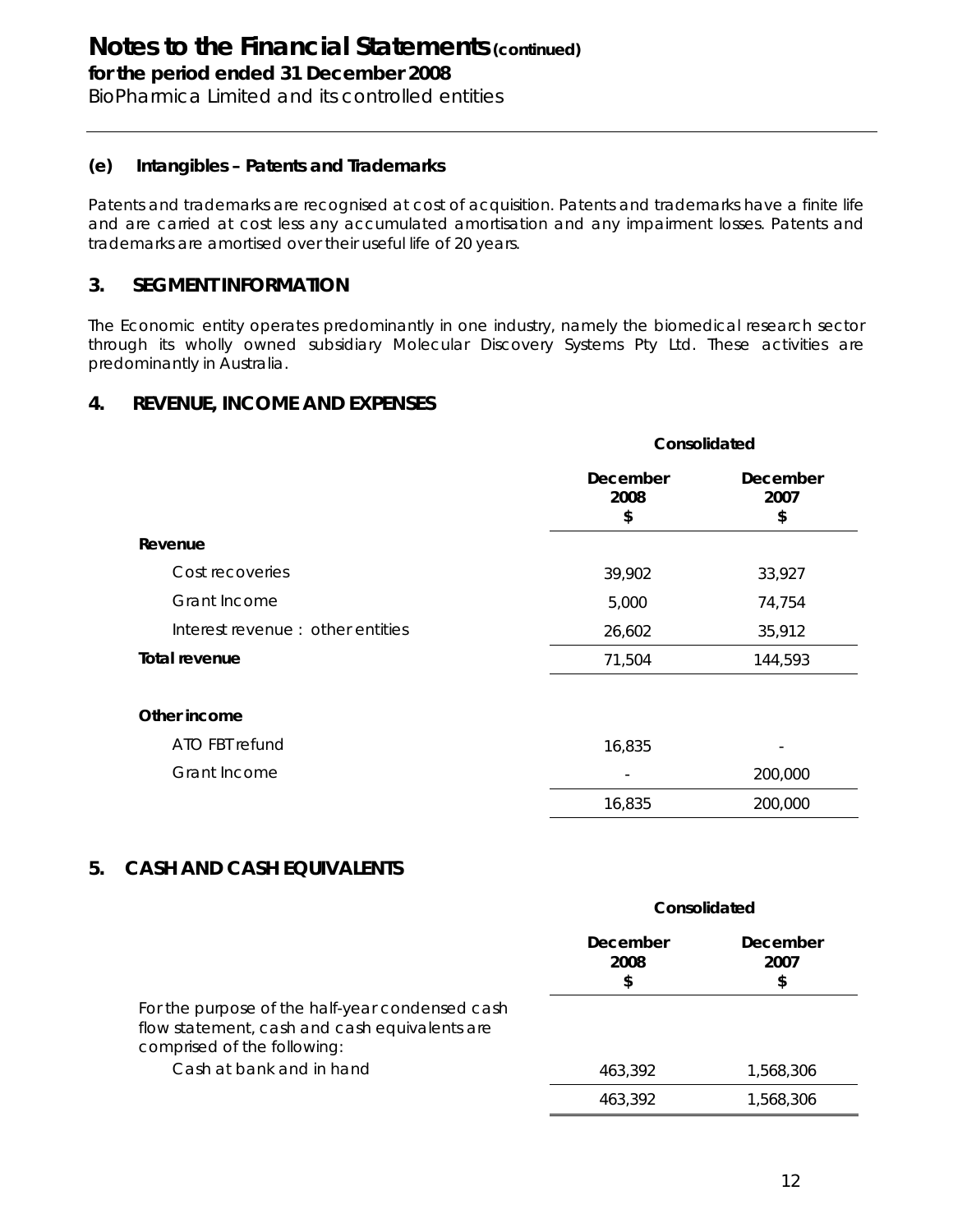# Notes to the Financial Statements (continued)

**for the period ended 31 December 2008**

BioPharmica Limited and its controlled entities

### (e) Intangibles – Patents and Trademarks

Patents and trademarks are recognised at cost of acquisition. Patents and trademarks have a finite life and are carried at cost less any accumulated amortisation and any impairment losses. Patents and trademarks are amortised over their useful life of 20 years.

## 3. SEGMENT INFORMATION

The Economic entity operates predominantly in one industry, namely the biomedical research sector through its wholly owned subsidiary Molecular Discovery Systems Pty Ltd. These activities are predominantly in Australia.

## 4. REVENUE, INCOME AND EXPENSES

| | Consolidated | |
|---|---|---|
| | **December 2008 $** | **December 2007 $** |
| **Revenue** | | |
| Cost recoveries | 39,902 | 33,927 |
| Grant Income | 5,000 | 74,754 |
| Interest revenue : other entities | 26,602 | 35,912 |
| **Total revenue** | 71,504 | 144,593 |
| | | |
| **Other income** | | |
| ATO FBT refund | 16,835 | - |
| Grant Income | - | 200,000 |
| | 16,835 | 200,000 |

## 5. CASH AND CASH EQUIVALENTS

| | Consolidated | |
|---|---|---|
| | **December 2008 $** | **December 2007 $** |
| For the purpose of the half-year condensed cash flow statement, cash and cash equivalents are comprised of the following: | | |
| Cash at bank and in hand | 463,392 | 1,568,306 |
| | 463,392 | 1,568,306 |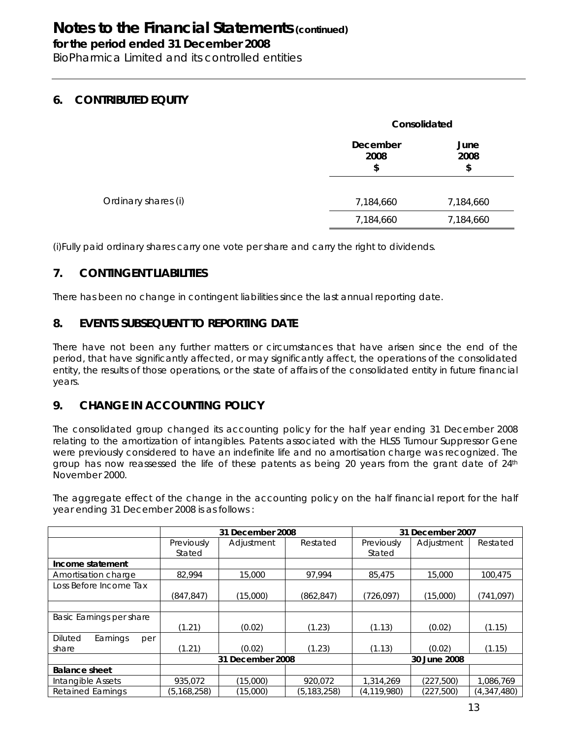# Notes to the Financial Statements (continued)

**for the period ended 31 December 2008**

BioPharmica Limited and its controlled entities

## 6. CONTRIBUTED EQUITY

| | Consolidated | |
|---|---|---|
| | December 2008 $ | June 2008 $ |
| Ordinary shares (i) | 7,184,660 | 7,184,660 |
| | 7,184,660 | 7,184,660 |

(i)Fully paid ordinary shares carry one vote per share and carry the right to dividends.

## 7. CONTINGENT LIABILITIES

There has been no change in contingent liabilities since the last annual reporting date.

## 8. EVENTS SUBSEQUENT TO REPORTING DATE

There have not been any further matters or circumstances that have arisen since the end of the period, that have significantly affected, or may significantly affect, the operations of the consolidated entity, the results of those operations, or the state of affairs of the consolidated entity in future financial years.

## 9. CHANGE IN ACCOUNTING POLICY

The consolidated group changed its accounting policy for the half year ending 31 December 2008 relating to the amortization of intangibles. Patents associated with the HLS5 Tumour Suppressor Gene were previously considered to have an indefinite life and no amortisation charge was recognized. The group has now reassessed the life of these patents as being 20 years from the grant date of 24th November 2000.

The aggregate effect of the change in the accounting policy on the half financial report for the half year ending 31 December 2008 is as follows :

| | 31 December 2008 | | | 31 December 2007 | | |
|---|---|---|---|---|---|---|
| | Previously Stated | Adjustment | Restated | Previously Stated | Adjustment | Restated |
| **Income statement** | | | | | | |
| Amortisation charge | 82,994 | 15,000 | 97,994 | 85,475 | 15,000 | 100,475 |
| Loss Before Income Tax | (847,847) | (15,000) | (862,847) | (726,097) | (15,000) | (741,097) |
| | | | | | | |
| Basic Earnings per share | (1.21) | (0.02) | (1.23) | (1.13) | (0.02) | (1.15) |
| Diluted Earnings per share | (1.21) | (0.02) | (1.23) | (1.13) | (0.02) | (1.15) |
| | 31 December 2008 | | | 30 June 2008 | | |
| **Balance sheet** | | | | | | |
| Intangible Assets | 935,072 | (15,000) | 920,072 | 1,314,269 | (227,500) | 1,086,769 |
| Retained Earnings | (5,168,258) | (15,000) | (5,183,258) | (4,119,980) | (227,500) | (4,347,480) |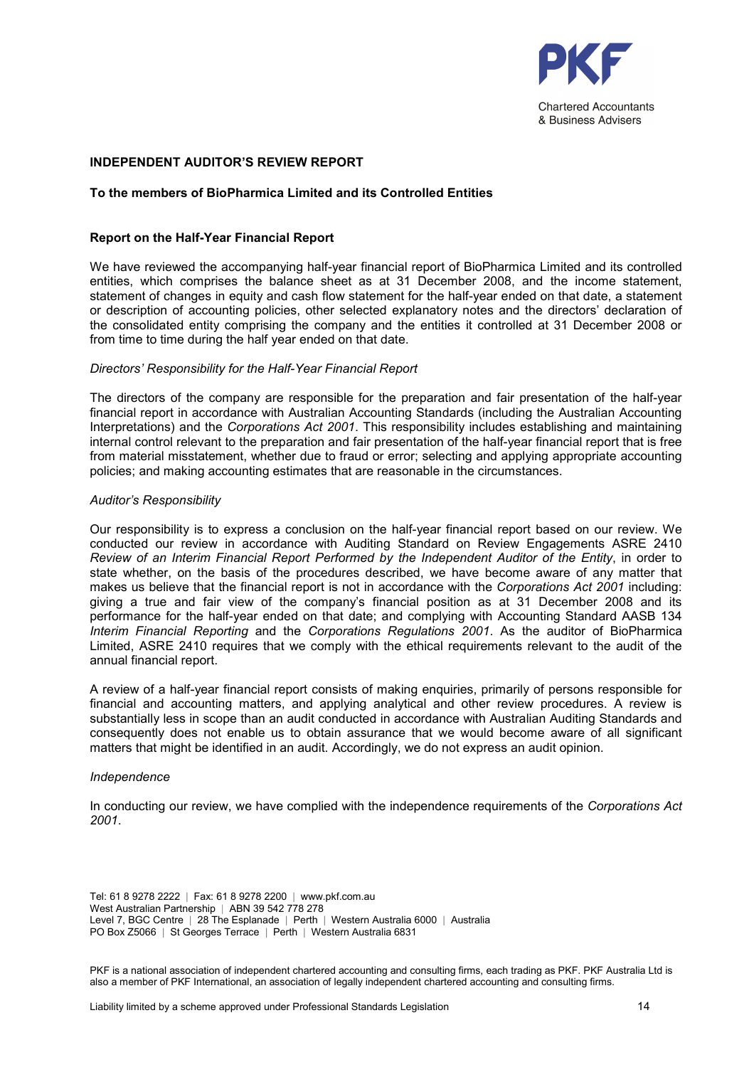PKF

Chartered Accountants & Business Advisers

**INDEPENDENT AUDITOR'S REVIEW REPORT**

**To the members of BioPharmica Limited and its Controlled Entities**

**Report on the Half-Year Financial Report**

We have reviewed the accompanying half-year financial report of BioPharmica Limited and its controlled entities, which comprises the balance sheet as at 31 December 2008, and the income statement, statement of changes in equity and cash flow statement for the half-year ended on that date, a statement or description of accounting policies, other selected explanatory notes and the directors' declaration of the consolidated entity comprising the company and the entities it controlled at 31 December 2008 or from time to time during the half year ended on that date.

*Directors' Responsibility for the Half-Year Financial Report*

The directors of the company are responsible for the preparation and fair presentation of the half-year financial report in accordance with Australian Accounting Standards (including the Australian Accounting Interpretations) and the *Corporations Act 2001*. This responsibility includes establishing and maintaining internal control relevant to the preparation and fair presentation of the half-year financial report that is free from material misstatement, whether due to fraud or error; selecting and applying appropriate accounting policies; and making accounting estimates that are reasonable in the circumstances.

*Auditor's Responsibility*

Our responsibility is to express a conclusion on the half-year financial report based on our review. We conducted our review in accordance with Auditing Standard on Review Engagements ASRE 2410 *Review of an Interim Financial Report Performed by the Independent Auditor of the Entity*, in order to state whether, on the basis of the procedures described, we have become aware of any matter that makes us believe that the financial report is not in accordance with the *Corporations Act 2001* including: giving a true and fair view of the company's financial position as at 31 December 2008 and its performance for the half-year ended on that date; and complying with Accounting Standard AASB 134 *Interim Financial Reporting* and the *Corporations Regulations 2001*. As the auditor of BioPharmica Limited, ASRE 2410 requires that we comply with the ethical requirements relevant to the audit of the annual financial report.

A review of a half-year financial report consists of making enquiries, primarily of persons responsible for financial and accounting matters, and applying analytical and other review procedures. A review is substantially less in scope than an audit conducted in accordance with Australian Auditing Standards and consequently does not enable us to obtain assurance that we would become aware of all significant matters that might be identified in an audit. Accordingly, we do not express an audit opinion.

*Independence*

In conducting our review, we have complied with the independence requirements of the *Corporations Act 2001*.

Tel: 61 8 9278 2222 | Fax: 61 8 9278 2200 | www.pkf.com.au
West Australian Partnership | ABN 39 542 778 278
Level 7, BGC Centre | 28 The Esplanade | Perth | Western Australia 6000 | Australia
PO Box Z5066 | St Georges Terrace | Perth | Western Australia 6831

PKF is a national association of independent chartered accounting and consulting firms, each trading as PKF. PKF Australia Ltd is also a member of PKF International, an association of legally independent chartered accounting and consulting firms.

Liability limited by a scheme approved under Professional Standards Legislation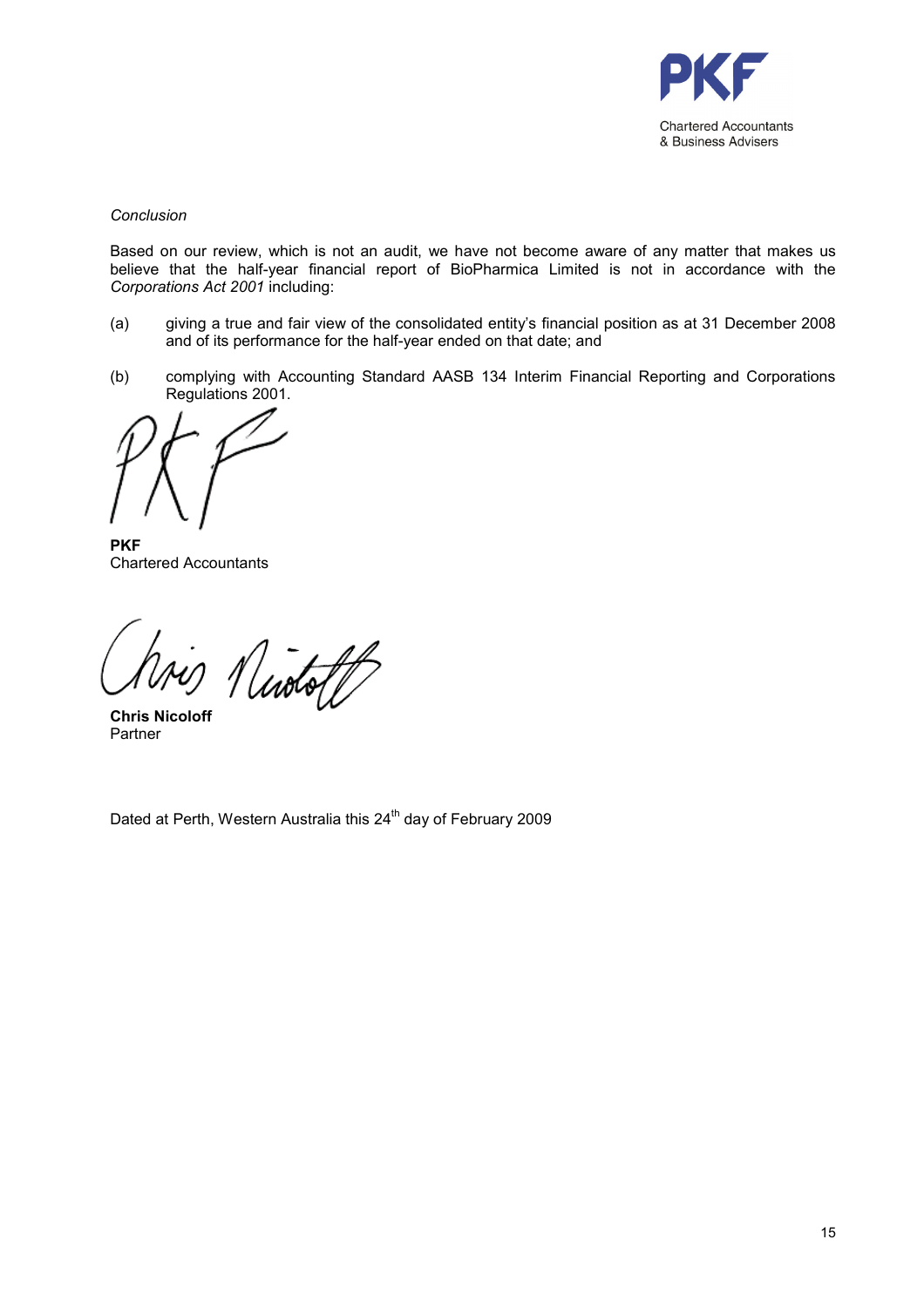PKF

Chartered Accountants
& Business Advisers

*Conclusion*

Based on our review, which is not an audit, we have not become aware of any matter that makes us believe that the half-year financial report of BioPharmica Limited is not in accordance with the *Corporations Act 2001* including:

(a) giving a true and fair view of the consolidated entity's financial position as at 31 December 2008 and of its performance for the half-year ended on that date; and

(b) complying with Accounting Standard AASB 134 Interim Financial Reporting and Corporations Regulations 2001.

**PKF**
Chartered Accountants

**Chris Nicoloff**
Partner

Dated at Perth, Western Australia this 24th day of February 2009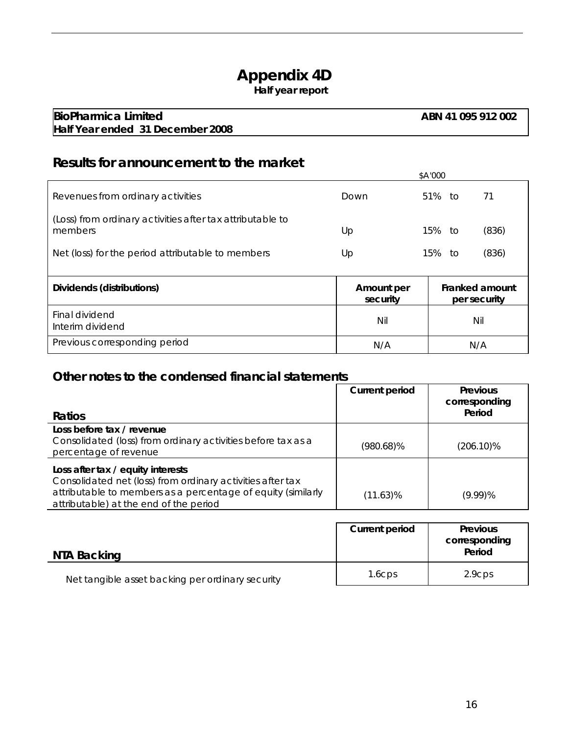# Appendix 4D

**Half year report**

| | |
|---|---|
| **BioPharmica Limited** | **ABN 41 095 912 002** |
| **Half Year ended 31 December 2008** | |

## Results for announcement to the market

| | | $A'000 | | |
|---|---|---|---|---|
| Revenues from ordinary activities | Down | 51% | to | 71 |
| (Loss) from ordinary activities after tax attributable to members | Up | 15% | to | (836) |
| Net (loss) for the period attributable to members | Up | 15% | to | (836) |

| **Dividends (distributions)** | **Amount per security** | **Franked amount per security** |
|---|---|---|
| Final dividend<br>Interim dividend | Nil | Nil |
| Previous corresponding period | N/A | N/A |

## Other notes to the condensed financial statements

| **Ratios** | **Current period** | **Previous corresponding Period** |
|---|---|---|
| **Loss before tax / revenue**<br>Consolidated (loss) from ordinary activities before tax as a percentage of revenue | (980.68)% | (206.10)% |
| **Loss after tax / equity interests**<br>Consolidated net (loss) from ordinary activities after tax attributable to members as a percentage of equity (similarly attributable) at the end of the period | (11.63)% | (9.99)% |

| **NTA Backing** | **Current period** | **Previous corresponding Period** |
|---|---|---|
| Net tangible asset backing per ordinary security | 1.6cps | 2.9cps |